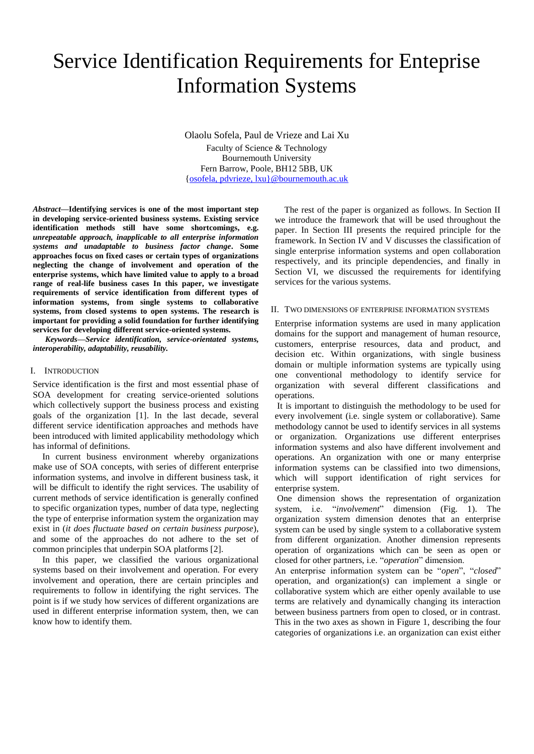# Service Identification Requirements for Enteprise Information Systems

Olaolu Sofela, Paul de Vrieze and Lai Xu
Faculty of Science & Technology
Bournemouth University
Fern Barrow, Poole, BH12 5BB, UK
{osofela, pdvrieze, lxu}@bournemouth.ac.uk

***Abstract*—Identifying services is one of the most important step in developing service-oriented business systems. Existing service identification methods still have some shortcomings, e.g. *unrepeatable approach, inapplicable to all enterprise information systems and unadaptable to business factor change*. Some approaches focus on fixed cases or certain types of organizations neglecting the change of involvement and operation of the enterprise systems, which have limited value to apply to a broad range of real-life business cases In this paper, we investigate requirements of service identification from different types of information systems, from single systems to collaborative systems, from closed systems to open systems. The research is important for providing a solid foundation for further identifying services for developing different service-oriented systems.**

***Keywords—Service identification, service-orientated systems, interoperability, adaptability, reusability.***

## I. Introduction

Service identification is the first and most essential phase of SOA development for creating service-oriented solutions which collectively support the business process and existing goals of the organization [1]. In the last decade, several different service identification approaches and methods have been introduced with limited applicability methodology which has informal of definitions.

In current business environment whereby organizations make use of SOA concepts, with series of different enterprise information systems, and involve in different business task, it will be difficult to identify the right services. The usability of current methods of service identification is generally confined to specific organization types, number of data type, neglecting the type of enterprise information system the organization may exist in (*it does fluctuate based on certain business purpose*), and some of the approaches do not adhere to the set of common principles that underpin SOA platforms [2].

In this paper, we classified the various organizational systems based on their involvement and operation. For every involvement and operation, there are certain principles and requirements to follow in identifying the right services. The point is if we study how services of different organizations are used in different enterprise information system, then, we can know how to identify them.

The rest of the paper is organized as follows. In Section II we introduce the framework that will be used throughout the paper. In Section III presents the required principle for the framework. In Section IV and V discusses the classification of single enterprise information systems and open collaboration respectively, and its principle dependencies, and finally in Section VI, we discussed the requirements for identifying services for the various systems.

## II. Two dimensions of enterprise information systems

Enterprise information systems are used in many application domains for the support and management of human resource, customers, enterprise resources, data and product, and decision etc. Within organizations, with single business domain or multiple information systems are typically using one conventional methodology to identify service for organization with several different classifications and operations.

It is important to distinguish the methodology to be used for every involvement (i.e. single system or collaborative). Same methodology cannot be used to identify services in all systems or organization. Organizations use different enterprises information systems and also have different involvement and operations. An organization with one or many enterprise information systems can be classified into two dimensions, which will support identification of right services for enterprise system.

One dimension shows the representation of organization system, i.e. "*involvement*" dimension (Fig. 1). The organization system dimension denotes that an enterprise system can be used by single system to a collaborative system from different organization. Another dimension represents operation of organizations which can be seen as open or closed for other partners, i.e. "*operation*" dimension.

An enterprise information system can be "*open*", "*closed*" operation, and organization(s) can implement a single or collaborative system which are either openly available to use terms are relatively and dynamically changing its interaction between business partners from open to closed, or in contrast. This in the two axes as shown in Figure 1, describing the four categories of organizations i.e. an organization can exist either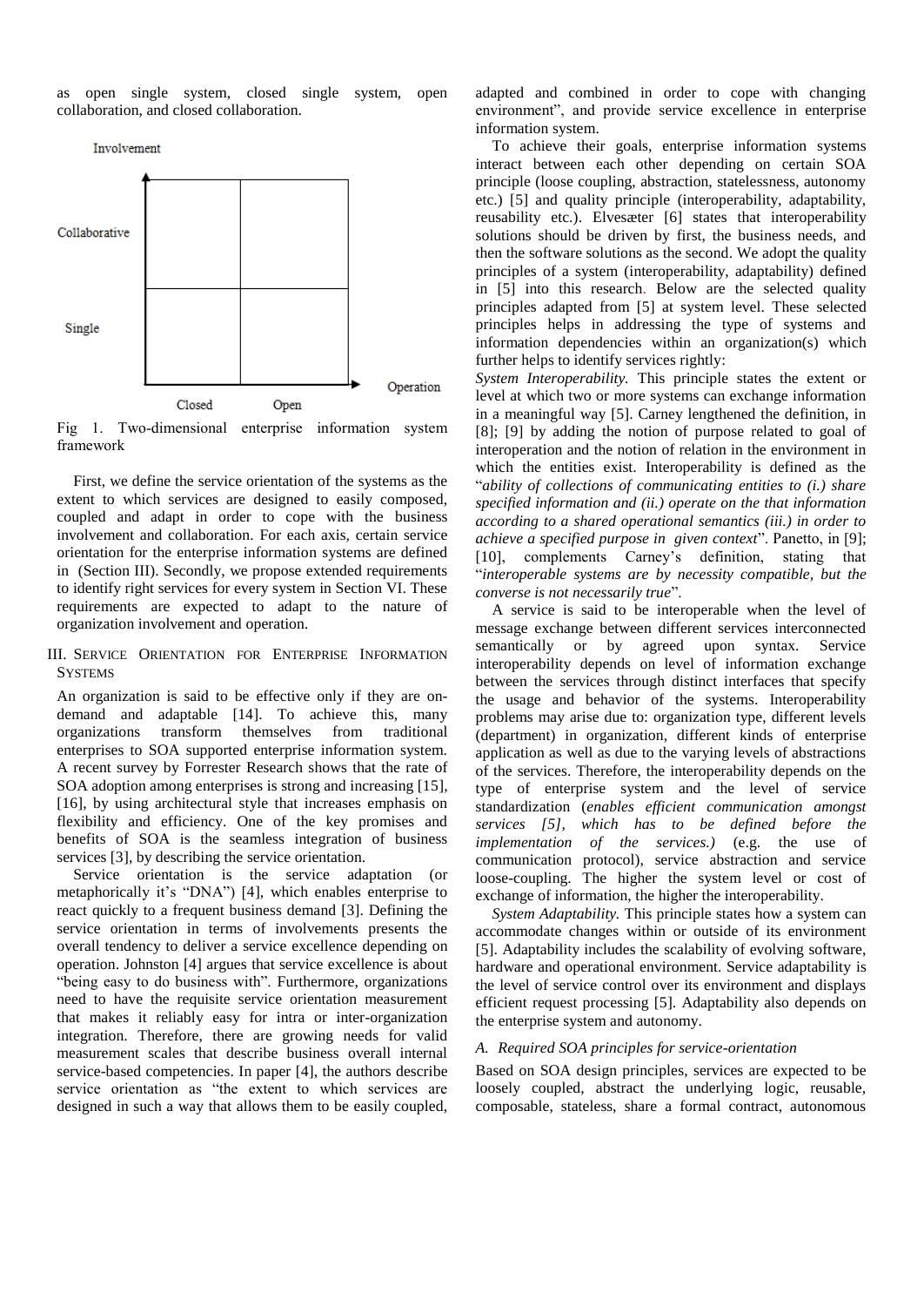as open single system, closed single system, open collaboration, and closed collaboration.

Fig 1. Two-dimensional enterprise information system framework

First, we define the service orientation of the systems as the extent to which services are designed to easily composed, coupled and adapt in order to cope with the business involvement and collaboration. For each axis, certain service orientation for the enterprise information systems are defined in (Section III). Secondly, we propose extended requirements to identify right services for every system in Section VI. These requirements are expected to adapt to the nature of organization involvement and operation.

## III. Service Orientation for Enterprise Information Systems

An organization is said to be effective only if they are on-demand and adaptable [14]. To achieve this, many organizations transform themselves from traditional enterprises to SOA supported enterprise information system. A recent survey by Forrester Research shows that the rate of SOA adoption among enterprises is strong and increasing [15], [16], by using architectural style that increases emphasis on flexibility and efficiency. One of the key promises and benefits of SOA is the seamless integration of business services [3], by describing the service orientation.

Service orientation is the service adaptation (or metaphorically it's "DNA") [4], which enables enterprise to react quickly to a frequent business demand [3]. Defining the service orientation in terms of involvements presents the overall tendency to deliver a service excellence depending on operation. Johnston [4] argues that service excellence is about "being easy to do business with". Furthermore, organizations need to have the requisite service orientation measurement that makes it reliably easy for intra or inter-organization integration. Therefore, there are growing needs for valid measurement scales that describe business overall internal service-based competencies. In paper [4], the authors describe service orientation as "the extent to which services are designed in such a way that allows them to be easily coupled, adapted and combined in order to cope with changing environment", and provide service excellence in enterprise information system.

To achieve their goals, enterprise information systems interact between each other depending on certain SOA principle (loose coupling, abstraction, statelessness, autonomy etc.) [5] and quality principle (interoperability, adaptability, reusability etc.). Elvesæter [6] states that interoperability solutions should be driven by first, the business needs, and then the software solutions as the second. We adopt the quality principles of a system (interoperability, adaptability) defined in [5] into this research. Below are the selected quality principles adapted from [5] at system level. These selected principles helps in addressing the type of systems and information dependencies within an organization(s) which further helps to identify services rightly:

*System Interoperability.* This principle states the extent or level at which two or more systems can exchange information in a meaningful way [5]. Carney lengthened the definition, in [8]; [9] by adding the notion of purpose related to goal of interoperation and the notion of relation in the environment in which the entities exist. Interoperability is defined as the "*ability of collections of communicating entities to (i.) share specified information and (ii.) operate on the that information according to a shared operational semantics (iii.) in order to achieve a specified purpose in given context*". Panetto, in [9]; [10], complements Carney's definition, stating that "*interoperable systems are by necessity compatible, but the converse is not necessarily true*".

A service is said to be interoperable when the level of message exchange between different services interconnected semantically or by agreed upon syntax. Service interoperability depends on level of information exchange between the services through distinct interfaces that specify the usage and behavior of the systems. Interoperability problems may arise due to: organization type, different levels (department) in organization, different kinds of enterprise application as well as due to the varying levels of abstractions of the services. Therefore, the interoperability depends on the type of enterprise system and the level of service standardization (*enables efficient communication amongst services [5], which has to be defined before the implementation of the services.)* (e.g. the use of communication protocol), service abstraction and service loose-coupling. The higher the system level or cost of exchange of information, the higher the interoperability.

*System Adaptability.* This principle states how a system can accommodate changes within or outside of its environment [5]. Adaptability includes the scalability of evolving software, hardware and operational environment. Service adaptability is the level of service control over its environment and displays efficient request processing [5]. Adaptability also depends on the enterprise system and autonomy.

### A. Required SOA principles for service-orientation

Based on SOA design principles, services are expected to be loosely coupled, abstract the underlying logic, reusable, composable, stateless, share a formal contract, autonomous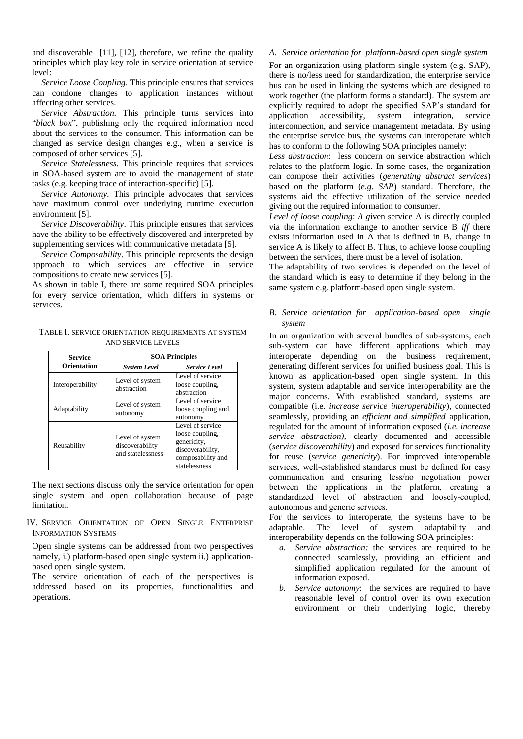and discoverable [11], [12], therefore, we refine the quality principles which play key role in service orientation at service level:

*Service Loose Coupling*. This principle ensures that services can condone changes to application instances without affecting other services.

*Service Abstraction.* This principle turns services into "*black box*", publishing only the required information need about the services to the consumer. This information can be changed as service design changes e.g., when a service is composed of other services [5].

*Service Statelessness.* This principle requires that services in SOA-based system are to avoid the management of state tasks (e.g. keeping trace of interaction-specific) [5].

*Service Autonomy*. This principle advocates that services have maximum control over underlying runtime execution environment [5].

*Service Discoverability*. This principle ensures that services have the ability to be effectively discovered and interpreted by supplementing services with communicative metadata [5].

*Service Composability*. This principle represents the design approach to which services are effective in service compositions to create new services [5].

As shown in table I, there are some required SOA principles for every service orientation, which differs in systems or services.

TABLE I. SERVICE ORIENTATION REQUIREMENTS AT SYSTEM AND SERVICE LEVELS

| Service Orientation | SOA Principles | |
|---|---|---|
| | ***System Level*** | ***Service Level*** |
| Interoperability | Level of system abstraction | Level of service loose coupling, abstraction |
| Adaptability | Level of system autonomy | Level of service loose coupling and autonomy |
| Reusability | Level of system discoverability and statelessness | Level of service loose coupling, genericity, discoverability, composability and statelessness |

The next sections discuss only the service orientation for open single system and open collaboration because of page limitation.

## IV. Service Orientation of Open Single Enterprise Information Systems

Open single systems can be addressed from two perspectives namely, i.) platform-based open single system ii.) application-based open single system.

The service orientation of each of the perspectives is addressed based on its properties, functionalities and operations.

### *A. Service orientation for platform-based open single system*

For an organization using platform single system (e.g. SAP), there is no/less need for standardization, the enterprise service bus can be used in linking the systems which are designed to work together (the platform forms a standard). The system are explicitly required to adopt the specified SAP's standard for application accessibility, system integration, service interconnection, and service management metadata. By using the enterprise service bus, the systems can interoperate which has to conform to the following SOA principles namely:

*Less abstraction*: less concern on service abstraction which relates to the platform logic. In some cases, the organization can compose their activities (*generating abstract services*) based on the platform (*e.g. SAP*) standard. Therefore, the systems aid the effective utilization of the service needed giving out the required information to consumer.

*Level of loose coupling*: *A g*iven service A is directly coupled via the information exchange to another service B *iff* there exists information used in A that is defined in B, change in service A is likely to affect B. Thus, to achieve loose coupling between the services, there must be a level of isolation.

The adaptability of two services is depended on the level of the standard which is easy to determine if they belong in the same system e.g. platform-based open single system.

### *B. Service orientation for application-based open single system*

In an organization with several bundles of sub-systems, each sub-system can have different applications which may interoperate depending on the business requirement, generating different services for unified business goal. This is known as application-based open single system. In this system, system adaptable and service interoperability are the major concerns. With established standard, systems are compatible (i.e. *increase service interoperability*), connected seamlessly, providing an *efficient and simplified* application, regulated for the amount of information exposed (*i.e. increase service abstraction)*, clearly documented and accessible (*service discoverability*) and exposed for services functionality for reuse (*service genericity*). For improved interoperable services, well-established standards must be defined for easy communication and ensuring less/no negotiation power between the applications in the platform, creating a standardized level of abstraction and loosely-coupled, autonomous and generic services.

For the services to interoperate, the systems have to be adaptable. The level of system adaptability and interoperability depends on the following SOA principles:

*a. Service abstraction:* the services are required to be connected seamlessly, providing an efficient and simplified application regulated for the amount of information exposed.

*b. Service autonomy*: the services are required to have reasonable level of control over its own execution environment or their underlying logic, thereby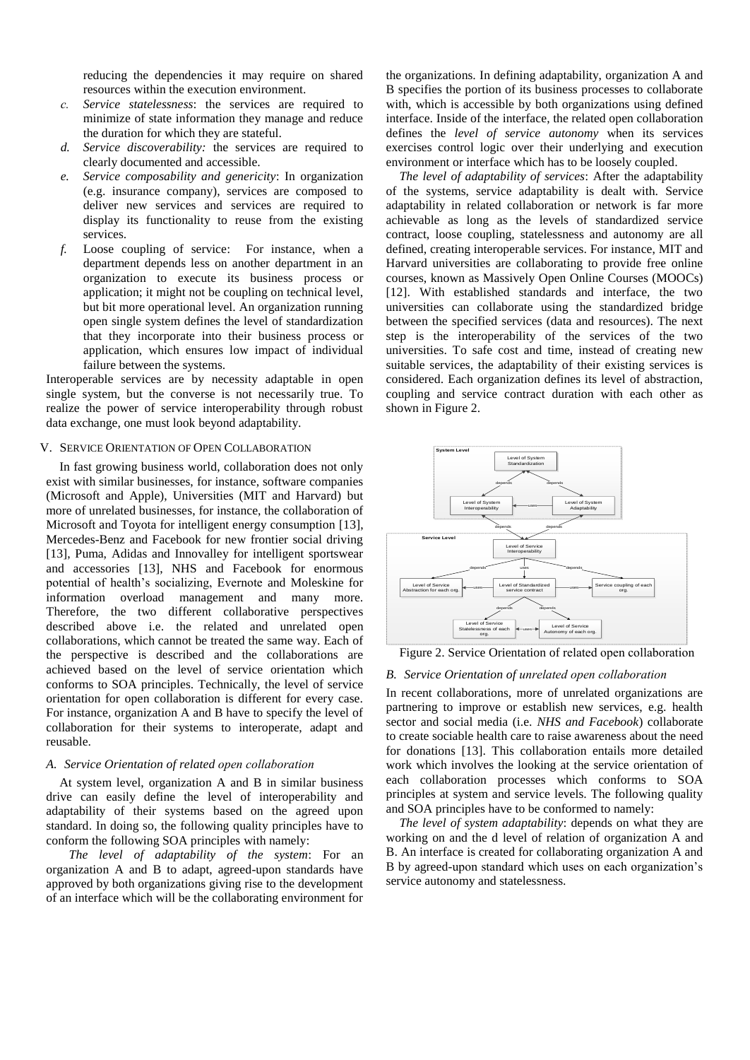reducing the dependencies it may require on shared resources within the execution environment.

c. *Service statelessness*: the services are required to minimize of state information they manage and reduce the duration for which they are stateful.

d. *Service discoverability:* the services are required to clearly documented and accessible.

e. *Service composability and genericity*: In organization (e.g. insurance company), services are composed to deliver new services and services are required to display its functionality to reuse from the existing services.

f. Loose coupling of service: For instance, when a department depends less on another department in an organization to execute its business process or application; it might not be coupling on technical level, but bit more operational level. An organization running open single system defines the level of standardization that they incorporate into their business process or application, which ensures low impact of individual failure between the systems.

Interoperable services are by necessity adaptable in open single system, but the converse is not necessarily true. To realize the power of service interoperability through robust data exchange, one must look beyond adaptability.

## V. Service Orientation of Open Collaboration

In fast growing business world, collaboration does not only exist with similar businesses, for instance, software companies (Microsoft and Apple), Universities (MIT and Harvard) but more of unrelated businesses, for instance, the collaboration of Microsoft and Toyota for intelligent energy consumption [13], Mercedes-Benz and Facebook for new frontier social driving [13], Puma, Adidas and Innovalley for intelligent sportswear and accessories [13], NHS and Facebook for enormous potential of health's socializing, Evernote and Moleskine for information overload management and many more. Therefore, the two different collaborative perspectives described above i.e. the related and unrelated open collaborations, which cannot be treated the same way. Each of the perspective is described and the collaborations are achieved based on the level of service orientation which conforms to SOA principles. Technically, the level of service orientation for open collaboration is different for every case. For instance, organization A and B have to specify the level of collaboration for their systems to interoperate, adapt and reusable.

### A. Service Orientation of related open collaboration

At system level, organization A and B in similar business drive can easily define the level of interoperability and adaptability of their systems based on the agreed upon standard. In doing so, the following quality principles have to conform the following SOA principles with namely:

*The level of adaptability of the system*: For an organization A and B to adapt, agreed-upon standards have approved by both organizations giving rise to the development of an interface which will be the collaborating environment for the organizations. In defining adaptability, organization A and B specifies the portion of its business processes to collaborate with, which is accessible by both organizations using defined interface. Inside of the interface, the related open collaboration defines the *level of service autonomy* when its services exercises control logic over their underlying and execution environment or interface which has to be loosely coupled.

*The level of adaptability of services*: After the adaptability of the systems, service adaptability is dealt with. Service adaptability in related collaboration or network is far more achievable as long as the levels of standardized service contract, loose coupling, statelessness and autonomy are all defined, creating interoperable services. For instance, MIT and Harvard universities are collaborating to provide free online courses, known as Massively Open Online Courses (MOOCs) [12]. With established standards and interface, the two universities can collaborate using the standardized bridge between the specified services (data and resources). The next step is the interoperability of the services of the two universities. To safe cost and time, instead of creating new suitable services, the adaptability of their existing services is considered. Each organization defines its level of abstraction, coupling and service contract duration with each other as shown in Figure 2.

System Level
Level of System Standardization
depends
depends
Level of System Interoperability
uses
Level of System Adaptability
depends
depends
Service Level
Level of Service Interoperability
depends
uses
depends
Level of Service Abstraction for each org.
uses
Level of Standardized service contract
uses
Service coupling of each org.
depends
depends
Level of Service Statelessness of each org.
uses
Level of Service Autonomy of each org.

Figure 2. Service Orientation of related open collaboration

### B. Service Orientation of unrelated open collaboration

In recent collaborations, more of unrelated organizations are partnering to improve or establish new services, e.g. health sector and social media (i.e. *NHS and Facebook*) collaborate to create sociable health care to raise awareness about the need for donations [13]. This collaboration entails more detailed work which involves the looking at the service orientation of each collaboration processes which conforms to SOA principles at system and service levels. The following quality and SOA principles have to be conformed to namely:

*The level of system adaptability*: depends on what they are working on and the d level of relation of organization A and B. An interface is created for collaborating organization A and B by agreed-upon standard which uses on each organization's service autonomy and statelessness.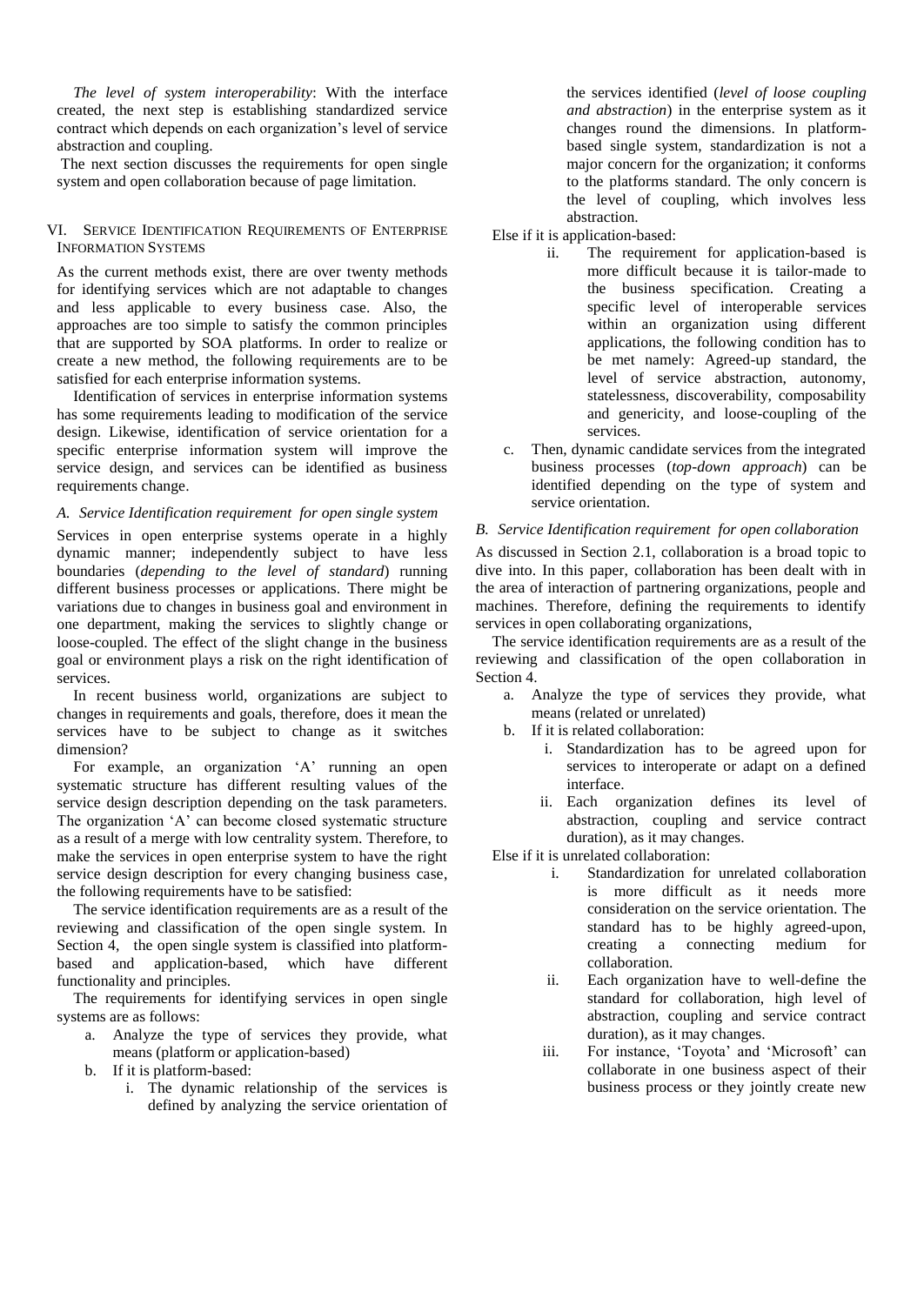*The level of system interoperability*: With the interface created, the next step is establishing standardized service contract which depends on each organization's level of service abstraction and coupling.

The next section discusses the requirements for open single system and open collaboration because of page limitation.

## VI. Service Identification Requirements of Enterprise Information Systems

As the current methods exist, there are over twenty methods for identifying services which are not adaptable to changes and less applicable to every business case. Also, the approaches are too simple to satisfy the common principles that are supported by SOA platforms. In order to realize or create a new method, the following requirements are to be satisfied for each enterprise information systems.

Identification of services in enterprise information systems has some requirements leading to modification of the service design. Likewise, identification of service orientation for a specific enterprise information system will improve the service design, and services can be identified as business requirements change.

### *A. Service Identification requirement for open single system*

Services in open enterprise systems operate in a highly dynamic manner; independently subject to have less boundaries (*depending to the level of standard*) running different business processes or applications. There might be variations due to changes in business goal and environment in one department, making the services to slightly change or loose-coupled. The effect of the slight change in the business goal or environment plays a risk on the right identification of services.

In recent business world, organizations are subject to changes in requirements and goals, therefore, does it mean the services have to be subject to change as it switches dimension?

For example, an organization 'A' running an open systematic structure has different resulting values of the service design description depending on the task parameters. The organization 'A' can become closed systematic structure as a result of a merge with low centrality system. Therefore, to make the services in open enterprise system to have the right service design description for every changing business case, the following requirements have to be satisfied:

The service identification requirements are as a result of the reviewing and classification of the open single system. In Section 4, the open single system is classified into platform-based and application-based, which have different functionality and principles.

The requirements for identifying services in open single systems are as follows:

a. Analyze the type of services they provide, what means (platform or application-based)

b. If it is platform-based:

   i. The dynamic relationship of the services is defined by analyzing the service orientation of the services identified (*level of loose coupling and abstraction*) in the enterprise system as it changes round the dimensions. In platform-based single system, standardization is not a major concern for the organization; it conforms to the platforms standard. The only concern is the level of coupling, which involves less abstraction.

Else if it is application-based:

   ii. The requirement for application-based is more difficult because it is tailor-made to the business specification. Creating a specific level of interoperable services within an organization using different applications, the following condition has to be met namely: Agreed-up standard, the level of service abstraction, autonomy, statelessness, discoverability, composability and genericity, and loose-coupling of the services.

c. Then, dynamic candidate services from the integrated business processes (*top-down approach*) can be identified depending on the type of system and service orientation.

### *B. Service Identification requirement for open collaboration*

As discussed in Section 2.1, collaboration is a broad topic to dive into. In this paper, collaboration has been dealt with in the area of interaction of partnering organizations, people and machines. Therefore, defining the requirements to identify services in open collaborating organizations,

The service identification requirements are as a result of the reviewing and classification of the open collaboration in Section 4.

a. Analyze the type of services they provide, what means (related or unrelated)

b. If it is related collaboration:

   i. Standardization has to be agreed upon for services to interoperate or adapt on a defined interface.

   ii. Each organization defines its level of abstraction, coupling and service contract duration), as it may changes.

Else if it is unrelated collaboration:

   i. Standardization for unrelated collaboration is more difficult as it needs more consideration on the service orientation. The standard has to be highly agreed-upon, creating a connecting medium for collaboration.

   ii. Each organization have to well-define the standard for collaboration, high level of abstraction, coupling and service contract duration), as it may changes.

   iii. For instance, 'Toyota' and 'Microsoft' can collaborate in one business aspect of their business process or they jointly create new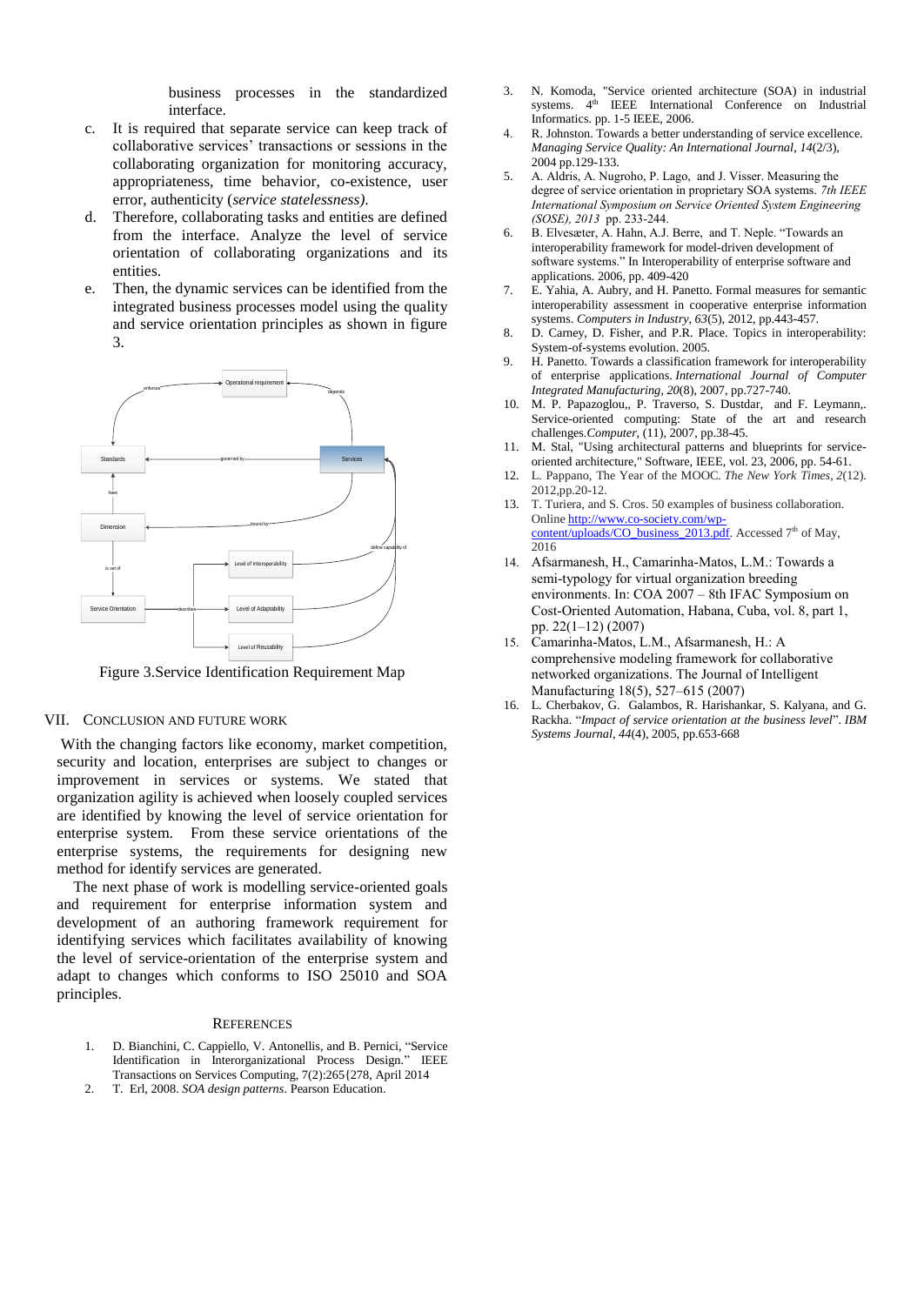business processes in the standardized interface.

c. It is required that separate service can keep track of collaborative services' transactions or sessions in the collaborating organization for monitoring accuracy, appropriateness, time behavior, co-existence, user error, authenticity (*service statelessness)*.

d. Therefore, collaborating tasks and entities are defined from the interface. Analyze the level of service orientation of collaborating organizations and its entities.

e. Then, the dynamic services can be identified from the integrated business processes model using the quality and service orientation principles as shown in figure 3.

Operational requirement
enforce
depends
Standards
governed by
Services
have
Dimension
bound by
define capability of
is set of
Level of Interoperability
Service Orientation
describes
Level of Adaptability
Level of Reusability

Figure 3.Service Identification Requirement Map

## VII. Conclusion and Future Work

With the changing factors like economy, market competition, security and location, enterprises are subject to changes or improvement in services or systems. We stated that organization agility is achieved when loosely coupled services are identified by knowing the level of service orientation for enterprise system. From these service orientations of the enterprise systems, the requirements for designing new method for identify services are generated.

The next phase of work is modelling service-oriented goals and requirement for enterprise information system and development of an authoring framework requirement for identifying services which facilitates availability of knowing the level of service-orientation of the enterprise system and adapt to changes which conforms to ISO 25010 and SOA principles.

## References

1. D. Bianchini, C. Cappiello, V. Antonellis, and B. Pernici, "Service Identification in Interorganizational Process Design." IEEE Transactions on Services Computing, 7(2):265{278, April 2014
2. T. Erl, 2008. *SOA design patterns*. Pearson Education.
3. N. Komoda, "Service oriented architecture (SOA) in industrial systems. 4th IEEE International Conference on Industrial Informatics. pp. 1-5 IEEE, 2006.
4. R. Johnston. Towards a better understanding of service excellence. *Managing Service Quality: An International Journal*, *14*(2/3), 2004 pp.129-133.
5. A. Aldris, A. Nugroho, P. Lago, and J. Visser. Measuring the degree of service orientation in proprietary SOA systems. *7th IEEE International Symposium on Service Oriented System Engineering (SOSE), 2013* pp. 233-244.
6. B. Elvesæter, A. Hahn, A.J. Berre, and T. Neple. "Towards an interoperability framework for model-driven development of software systems." In Interoperability of enterprise software and applications. 2006, pp. 409-420
7. E. Yahia, A. Aubry, and H. Panetto. Formal measures for semantic interoperability assessment in cooperative enterprise information systems. *Computers in Industry*, *63*(5), 2012, pp.443-457.
8. D. Carney, D. Fisher, and P.R. Place. Topics in interoperability: System-of-systems evolution. 2005.
9. H. Panetto. Towards a classification framework for interoperability of enterprise applications. *International Journal of Computer Integrated Manufacturing*, *20*(8), 2007, pp.727-740.
10. M. P. Papazoglou,, P. Traverso, S. Dustdar, and F. Leymann,. Service-oriented computing: State of the art and research challenges.*Computer*, (11), 2007, pp.38-45.
11. M. Stal, "Using architectural patterns and blueprints for service-oriented architecture," Software, IEEE, vol. 23, 2006, pp. 54-61.
12. L. Pappano, The Year of the MOOC. *The New York Times*, *2*(12). 2012,pp.20-12.
13. T. Turiera, and S. Cros. 50 examples of business collaboration. Online http://www.co-society.com/wp-content/uploads/CO_business_2013.pdf. Accessed 7th of May, 2016
14. Afsarmanesh, H., Camarinha-Matos, L.M.: Towards a semi-typology for virtual organization breeding environments. In: COA 2007 – 8th IFAC Symposium on Cost-Oriented Automation, Habana, Cuba, vol. 8, part 1, pp. 22(1–12) (2007)
15. Camarinha-Matos, L.M., Afsarmanesh, H.: A comprehensive modeling framework for collaborative networked organizations. The Journal of Intelligent Manufacturing 18(5), 527–615 (2007)
16. L. Cherbakov, G. Galambos, R. Harishankar, S. Kalyana, and G. Rackha. "*Impact of service orientation at the business level*". *IBM Systems Journal*, *44*(4), 2005, pp.653-668